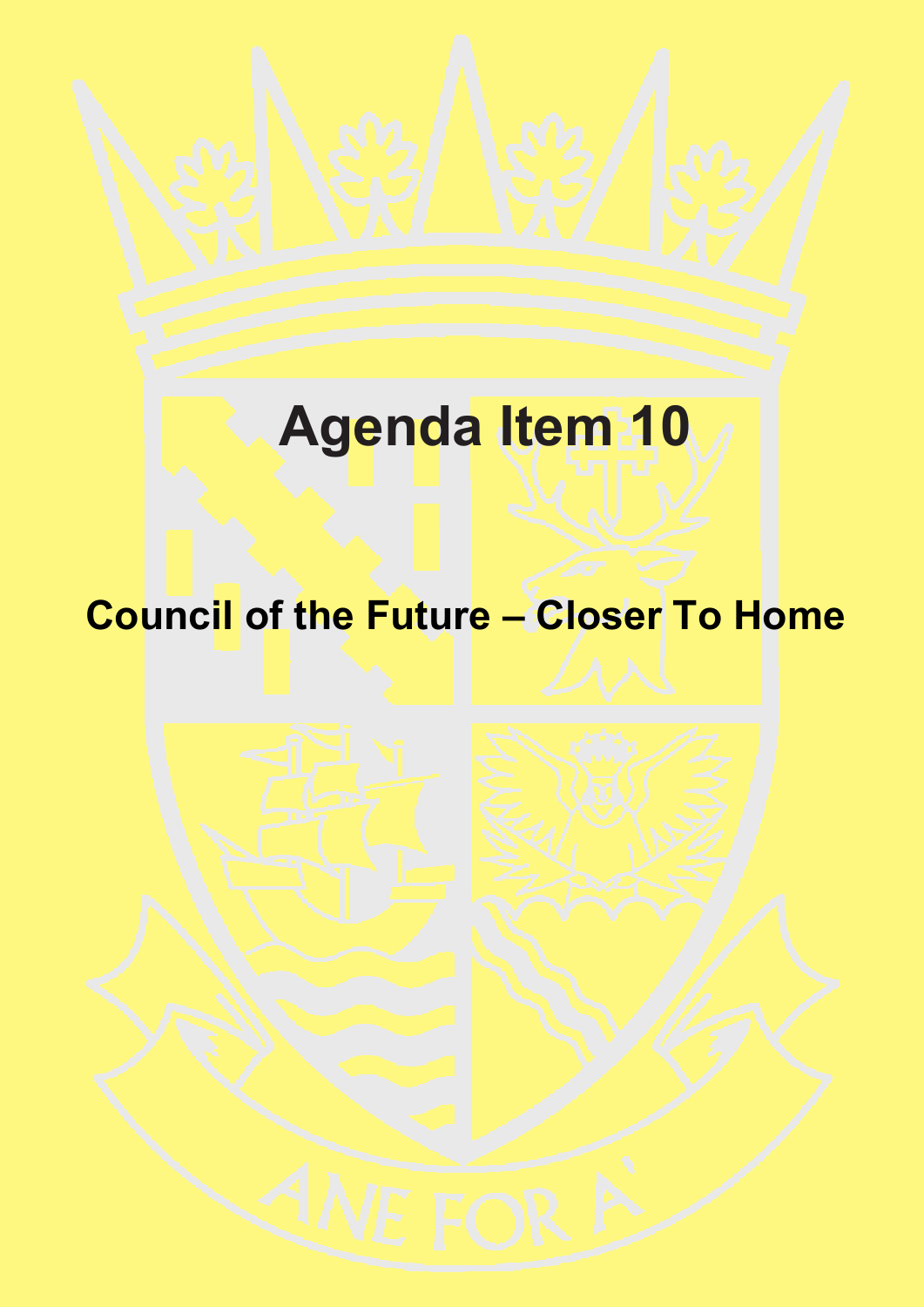# Agenda Item 10

## Council of the Future – Closer To Home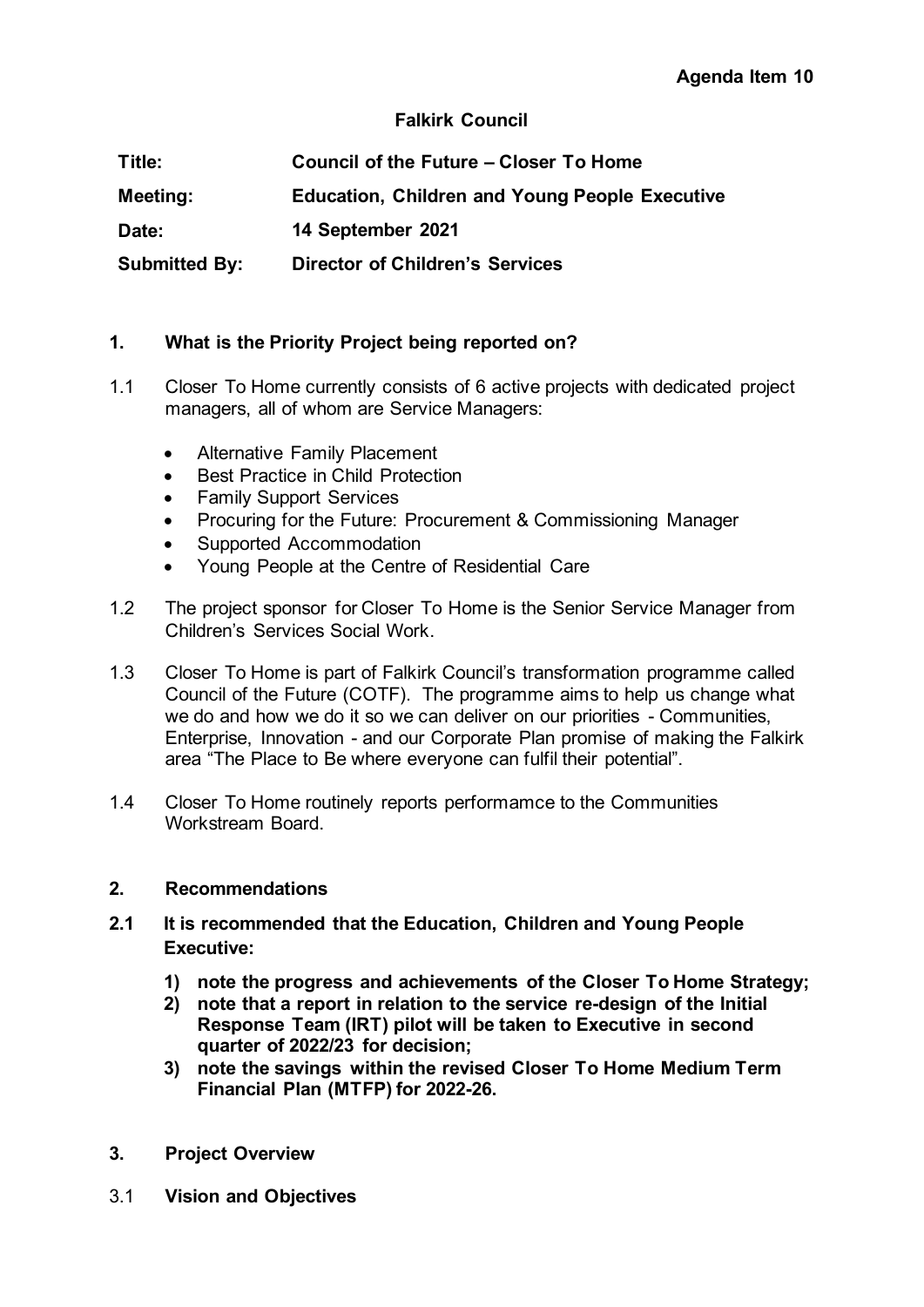**Agenda Item 10**

**Falkirk Council**

| | |
|---|---|
| **Title:** | **Council of the Future – Closer To Home** |
| **Meeting:** | **Education, Children and Young People Executive** |
| **Date:** | **14 September 2021** |
| **Submitted By:** | **Director of Children's Services** |

## 1. What is the Priority Project being reported on?

1.1 Closer To Home currently consists of 6 active projects with dedicated project managers, all of whom are Service Managers:

- Alternative Family Placement
- Best Practice in Child Protection
- Family Support Services
- Procuring for the Future: Procurement & Commissioning Manager
- Supported Accommodation
- Young People at the Centre of Residential Care

1.2 The project sponsor for Closer To Home is the Senior Service Manager from Children's Services Social Work.

1.3 Closer To Home is part of Falkirk Council's transformation programme called Council of the Future (COTF). The programme aims to help us change what we do and how we do it so we can deliver on our priorities - Communities, Enterprise, Innovation - and our Corporate Plan promise of making the Falkirk area "The Place to Be where everyone can fulfil their potential".

1.4 Closer To Home routinely reports performamce to the Communities Workstream Board.

## 2. Recommendations

**2.1 It is recommended that the Education, Children and Young People Executive:**

1) **note the progress and achievements of the Closer To Home Strategy;**
2) **note that a report in relation to the service re-design of the Initial Response Team (IRT) pilot will be taken to Executive in second quarter of 2022/23 for decision;**
3) **note the savings within the revised Closer To Home Medium Term Financial Plan (MTFP) for 2022-26.**

## 3. Project Overview

3.1 **Vision and Objectives**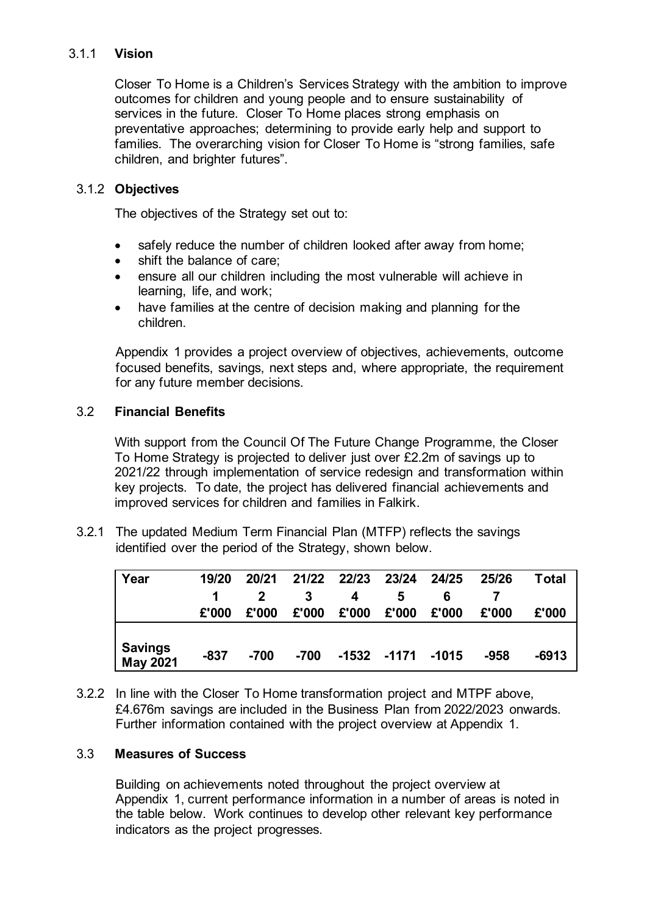### 3.1.1 Vision

Closer To Home is a Children's Services Strategy with the ambition to improve outcomes for children and young people and to ensure sustainability of services in the future. Closer To Home places strong emphasis on preventative approaches; determining to provide early help and support to families. The overarching vision for Closer To Home is "strong families, safe children, and brighter futures".

### 3.1.2 Objectives

The objectives of the Strategy set out to:

- safely reduce the number of children looked after away from home;
- shift the balance of care;
- ensure all our children including the most vulnerable will achieve in learning, life, and work;
- have families at the centre of decision making and planning for the children.

Appendix 1 provides a project overview of objectives, achievements, outcome focused benefits, savings, next steps and, where appropriate, the requirement for any future member decisions.

## 3.2 Financial Benefits

With support from the Council Of The Future Change Programme, the Closer To Home Strategy is projected to deliver just over £2.2m of savings up to 2021/22 through implementation of service redesign and transformation within key projects. To date, the project has delivered financial achievements and improved services for children and families in Falkirk.

3.2.1 The updated Medium Term Financial Plan (MTFP) reflects the savings identified over the period of the Strategy, shown below.

| Year | 19/20<br>1<br>£'000 | 20/21<br>2<br>£'000 | 21/22<br>3<br>£'000 | 22/23<br>4<br>£'000 | 23/24<br>5<br>£'000 | 24/25<br>6<br>£'000 | 25/26<br>7<br>£'000 | Total<br><br>£'000 |
|---|---|---|---|---|---|---|---|---|
| **Savings May 2021** | **-837** | **-700** | **-700** | **-1532** | **-1171** | **-1015** | **-958** | **-6913** |

3.2.2 In line with the Closer To Home transformation project and MTPF above, £4.676m savings are included in the Business Plan from 2022/2023 onwards. Further information contained with the project overview at Appendix 1.

## 3.3 Measures of Success

Building on achievements noted throughout the project overview at Appendix 1, current performance information in a number of areas is noted in the table below. Work continues to develop other relevant key performance indicators as the project progresses.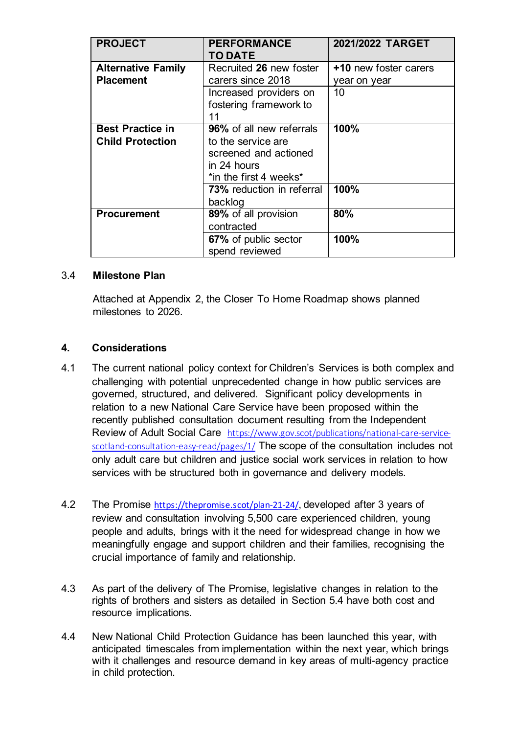| PROJECT | PERFORMANCE TO DATE | 2021/2022 TARGET |
|---|---|---|
| **Alternative Family Placement** | Recruited **26** new foster carers since 2018 | **+10** new foster carers year on year |
| | Increased providers on fostering framework to 11 | 10 |
| **Best Practice in Child Protection** | **96%** of all new referrals to the service are screened and actioned in 24 hours *in the first 4 weeks* | **100%** |
| | **73%** reduction in referral backlog | **100%** |
| **Procurement** | **89%** of all provision contracted | **80%** |
| | **67%** of public sector spend reviewed | **100%** |

3.4 **Milestone Plan**

Attached at Appendix 2, the Closer To Home Roadmap shows planned milestones to 2026.

## 4. Considerations

4.1 The current national policy context for Children's Services is both complex and challenging with potential unprecedented change in how public services are governed, structured, and delivered. Significant policy developments in relation to a new National Care Service have been proposed within the recently published consultation document resulting from the Independent Review of Adult Social Care https://www.gov.scot/publications/national-care-service-scotland-consultation-easy-read/pages/1/ The scope of the consultation includes not only adult care but children and justice social work services in relation to how services with be structured both in governance and delivery models.

4.2 The Promise https://thepromise.scot/plan-21-24/, developed after 3 years of review and consultation involving 5,500 care experienced children, young people and adults, brings with it the need for widespread change in how we meaningfully engage and support children and their families, recognising the crucial importance of family and relationship.

4.3 As part of the delivery of The Promise, legislative changes in relation to the rights of brothers and sisters as detailed in Section 5.4 have both cost and resource implications.

4.4 New National Child Protection Guidance has been launched this year, with anticipated timescales from implementation within the next year, which brings with it challenges and resource demand in key areas of multi-agency practice in child protection.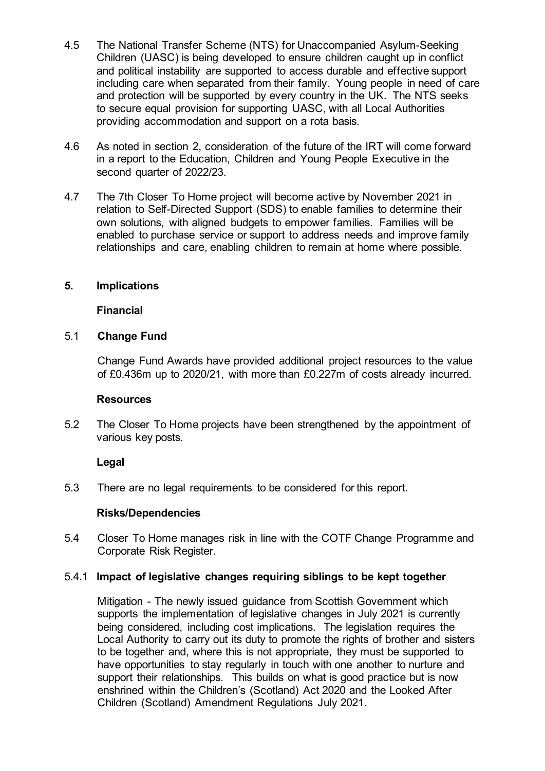4.5 The National Transfer Scheme (NTS) for Unaccompanied Asylum-Seeking Children (UASC) is being developed to ensure children caught up in conflict and political instability are supported to access durable and effective support including care when separated from their family. Young people in need of care and protection will be supported by every country in the UK. The NTS seeks to secure equal provision for supporting UASC, with all Local Authorities providing accommodation and support on a rota basis.

4.6 As noted in section 2, consideration of the future of the IRT will come forward in a report to the Education, Children and Young People Executive in the second quarter of 2022/23.

4.7 The 7th Closer To Home project will become active by November 2021 in relation to Self-Directed Support (SDS) to enable families to determine their own solutions, with aligned budgets to empower families. Families will be enabled to purchase service or support to address needs and improve family relationships and care, enabling children to remain at home where possible.

## 5. Implications

### Financial

5.1 **Change Fund**

Change Fund Awards have provided additional project resources to the value of £0.436m up to 2020/21, with more than £0.227m of costs already incurred.

### Resources

5.2 The Closer To Home projects have been strengthened by the appointment of various key posts.

### Legal

5.3 There are no legal requirements to be considered for this report.

### Risks/Dependencies

5.4 Closer To Home manages risk in line with the COTF Change Programme and Corporate Risk Register.

5.4.1 **Impact of legislative changes requiring siblings to be kept together**

Mitigation - The newly issued guidance from Scottish Government which supports the implementation of legislative changes in July 2021 is currently being considered, including cost implications. The legislation requires the Local Authority to carry out its duty to promote the rights of brother and sisters to be together and, where this is not appropriate, they must be supported to have opportunities to stay regularly in touch with one another to nurture and support their relationships. This builds on what is good practice but is now enshrined within the Children's (Scotland) Act 2020 and the Looked After Children (Scotland) Amendment Regulations July 2021.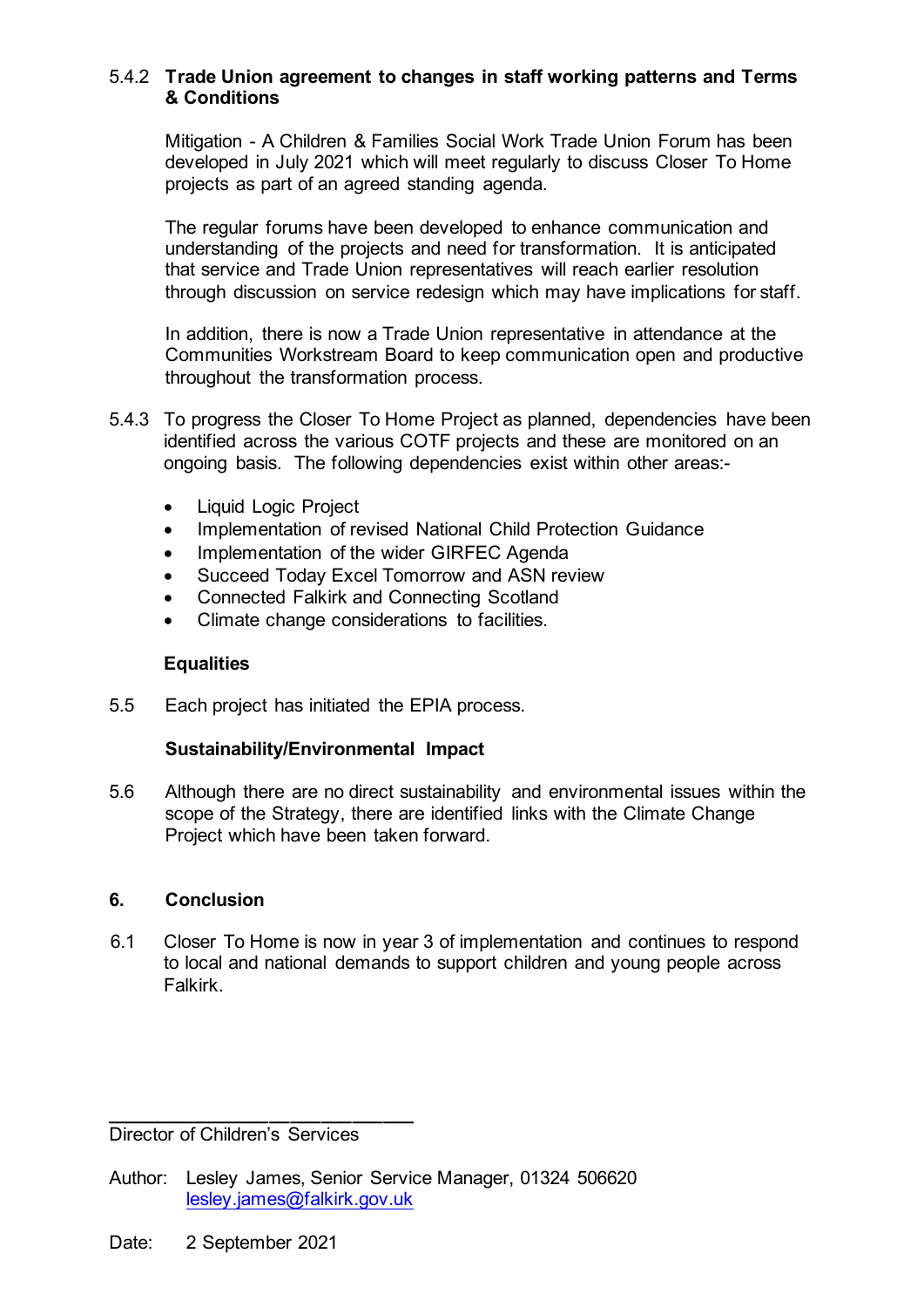5.4.2 **Trade Union agreement to changes in staff working patterns and Terms & Conditions**

Mitigation - A Children & Families Social Work Trade Union Forum has been developed in July 2021 which will meet regularly to discuss Closer To Home projects as part of an agreed standing agenda.

The regular forums have been developed to enhance communication and understanding of the projects and need for transformation. It is anticipated that service and Trade Union representatives will reach earlier resolution through discussion on service redesign which may have implications for staff.

In addition, there is now a Trade Union representative in attendance at the Communities Workstream Board to keep communication open and productive throughout the transformation process.

5.4.3 To progress the Closer To Home Project as planned, dependencies have been identified across the various COTF projects and these are monitored on an ongoing basis. The following dependencies exist within other areas:-

- Liquid Logic Project
- Implementation of revised National Child Protection Guidance
- Implementation of the wider GIRFEC Agenda
- Succeed Today Excel Tomorrow and ASN review
- Connected Falkirk and Connecting Scotland
- Climate change considerations to facilities.

**Equalities**

5.5 Each project has initiated the EPIA process.

**Sustainability/Environmental Impact**

5.6 Although there are no direct sustainability and environmental issues within the scope of the Strategy, there are identified links with the Climate Change Project which have been taken forward.

## 6. Conclusion

6.1 Closer To Home is now in year 3 of implementation and continues to respond to local and national demands to support children and young people across Falkirk.

\_\_\_\_\_\_\_\_\_\_\_\_\_\_\_\_\_\_\_\_\_\_\_\_\_\_\_\_\_\_

Director of Children's Services

Author: Lesley James, Senior Service Manager, 01324 506620
lesley.james@falkirk.gov.uk

Date: 2 September 2021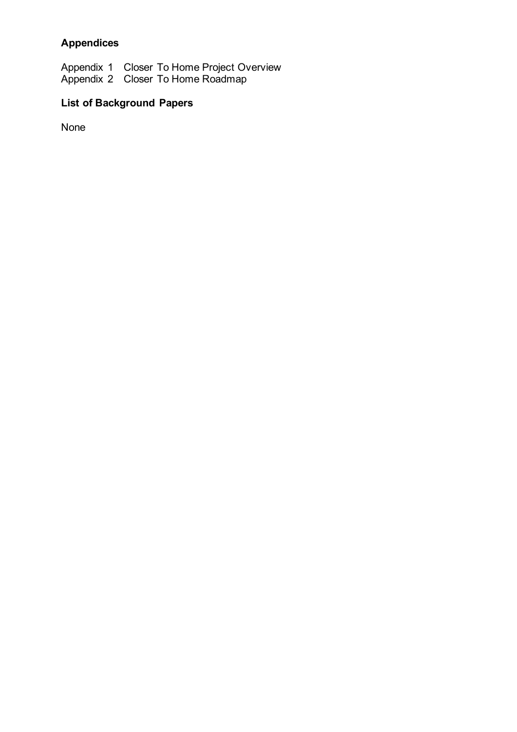**Appendices**

Appendix 1 Closer To Home Project Overview
Appendix 2 Closer To Home Roadmap

**List of Background Papers**

None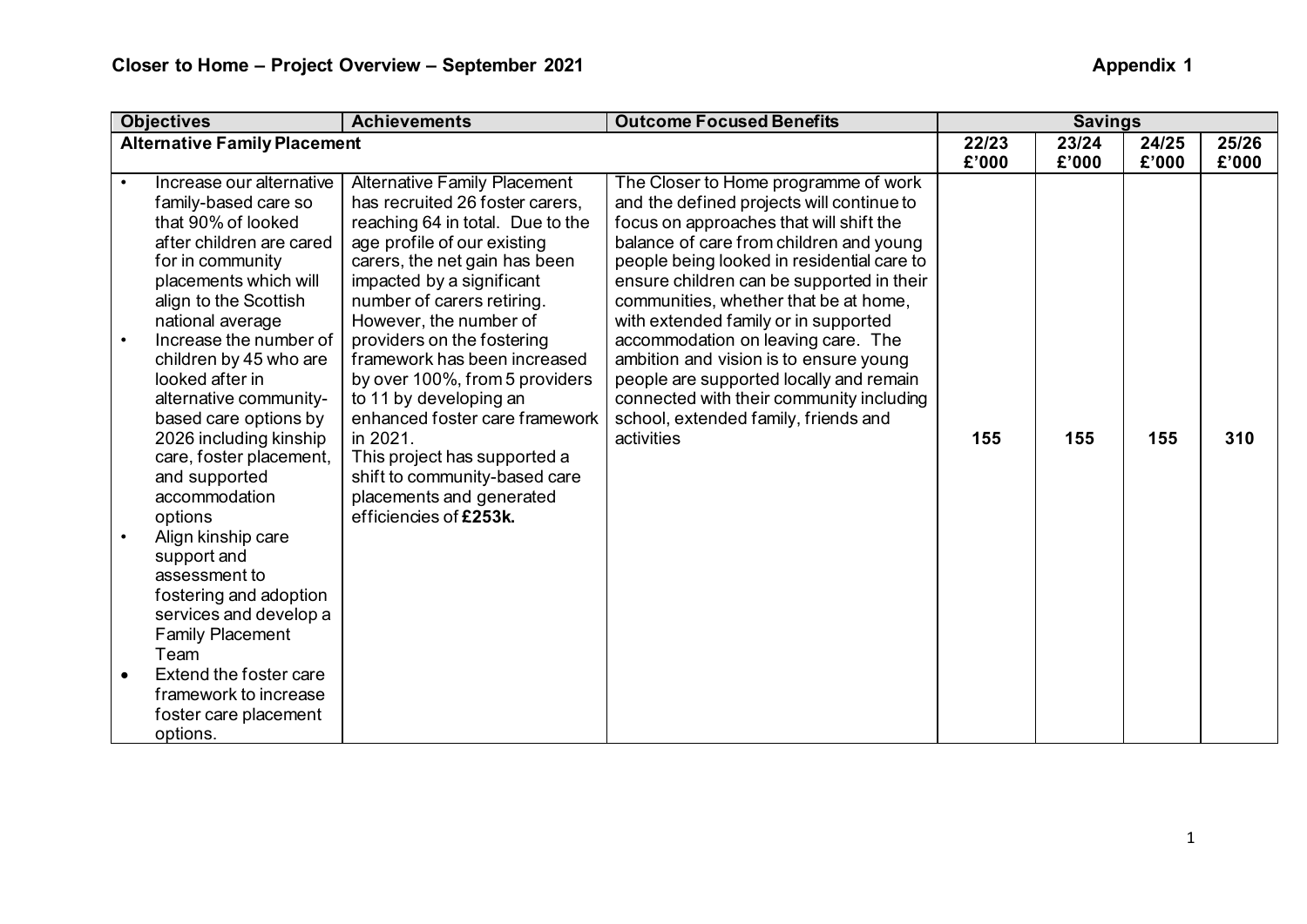**Closer to Home – Project Overview – September 2021** **Appendix 1**

| Objectives | Achievements | Outcome Focused Benefits | Savings | | | |
|---|---|---|---|---|---|---|
| **Alternative Family Placement** | | | **22/23 £'000** | **23/24 £'000** | **24/25 £'000** | **25/26 £'000** |
| • Increase our alternative family-based care so that 90% of looked after children are cared for in community placements which will align to the Scottish national average<br>• Increase the number of children by 45 who are looked after in alternative community-based care options by 2026 including kinship care, foster placement, and supported accommodation options<br>• Align kinship care support and assessment to fostering and adoption services and develop a Family Placement Team<br>• Extend the foster care framework to increase foster care placement options. | Alternative Family Placement has recruited 26 foster carers, reaching 64 in total. Due to the age profile of our existing carers, the net gain has been impacted by a significant number of carers retiring. However, the number of providers on the fostering framework has been increased by over 100%, from 5 providers to 11 by developing an enhanced foster care framework in 2021.<br>This project has supported a shift to community-based care placements and generated efficiencies of **£253k.** | The Closer to Home programme of work and the defined projects will continue to focus on approaches that will shift the balance of care from children and young people being looked in residential care to ensure children can be supported in their communities, whether that be at home, with extended family or in supported accommodation on leaving care. The ambition and vision is to ensure young people are supported locally and remain connected with their community including school, extended family, friends and activities | **155** | **155** | **155** | **310** |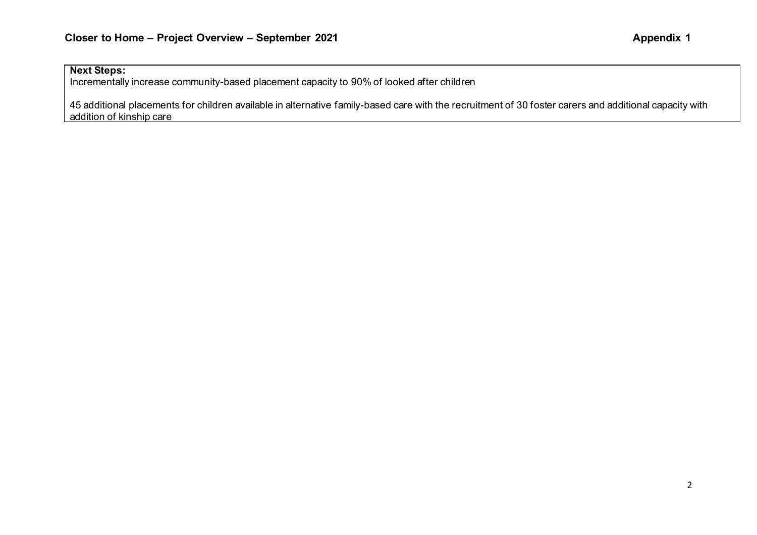**Next Steps:**

Incrementally increase community-based placement capacity to 90% of looked after children

45 additional placements for children available in alternative family-based care with the recruitment of 30 foster carers and additional capacity with addition of kinship care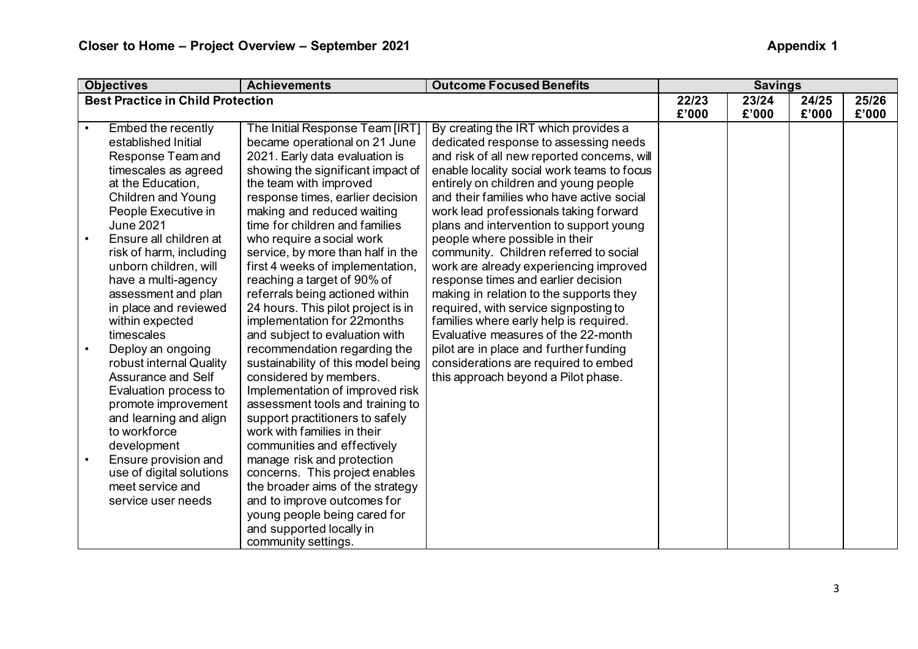**Closer to Home – Project Overview – September 2021** **Appendix 1**

| Objectives | Achievements | Outcome Focused Benefits | Savings | | | |
|---|---|---|---|---|---|---|
| **Best Practice in Child Protection** | | | **22/23 £'000** | **23/24 £'000** | **24/25 £'000** | **25/26 £'000** |
| • Embed the recently established Initial Response Team and timescales as agreed at the Education, Children and Young People Executive in June 2021<br>• Ensure all children at risk of harm, including unborn children, will have a multi-agency assessment and plan in place and reviewed within expected timescales<br>• Deploy an ongoing robust internal Quality Assurance and Self Evaluation process to promote improvement and learning and align to workforce development<br>• Ensure provision and use of digital solutions meet service and service user needs | The Initial Response Team [IRT] became operational on 21 June 2021. Early data evaluation is showing the significant impact of the team with improved response times, earlier decision making and reduced waiting time for children and families who require a social work service, by more than half in the first 4 weeks of implementation, reaching a target of 90% of referrals being actioned within 24 hours. This pilot project is in implementation for 22months and subject to evaluation with recommendation regarding the sustainability of this model being considered by members. Implementation of improved risk assessment tools and training to support practitioners to safely work with families in their communities and effectively manage risk and protection concerns. This project enables the broader aims of the strategy and to improve outcomes for young people being cared for and supported locally in community settings. | By creating the IRT which provides a dedicated response to assessing needs and risk of all new reported concerns, will enable locality social work teams to focus entirely on children and young people and their families who have active social work lead professionals taking forward plans and intervention to support young people where possible in their community. Children referred to social work are already experiencing improved response times and earlier decision making in relation to the supports they required, with service signposting to families where early help is required. Evaluative measures of the 22-month pilot are in place and further funding considerations are required to embed this approach beyond a Pilot phase. | | | | |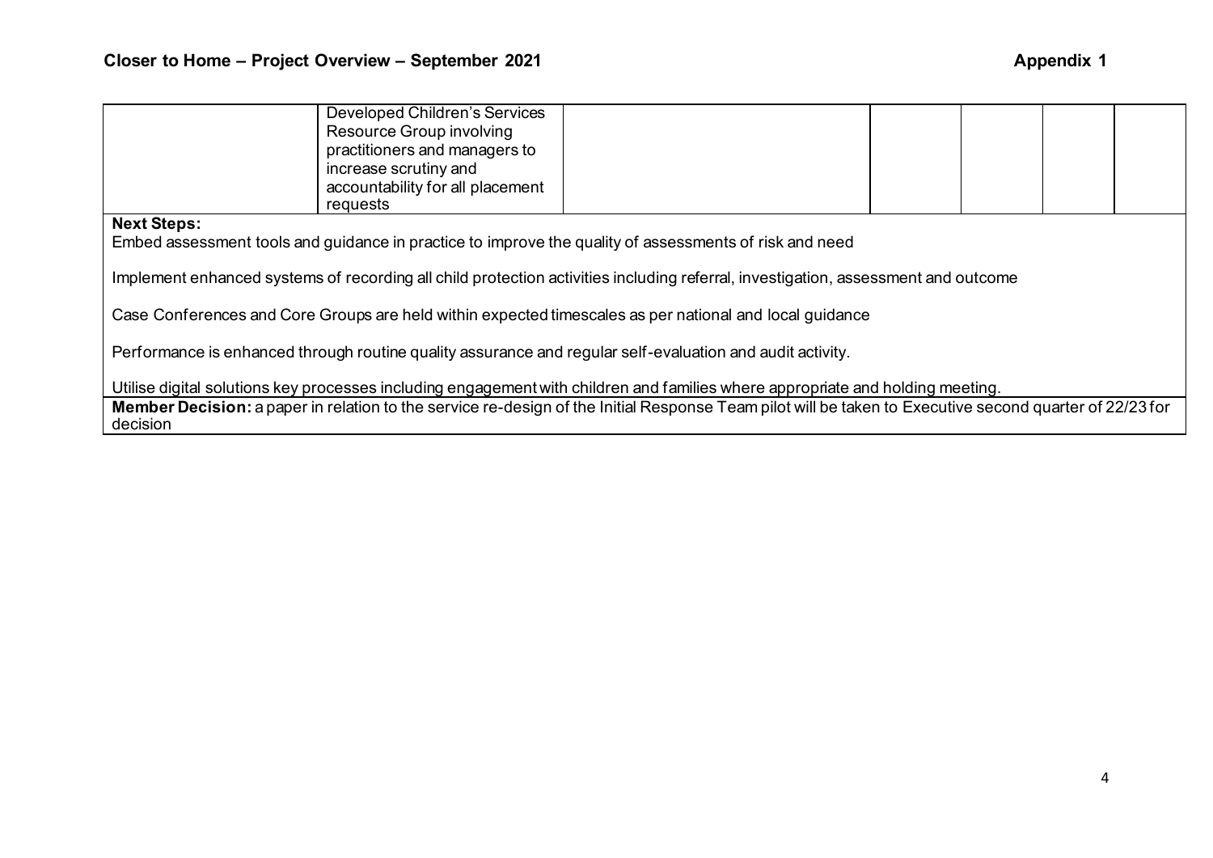| | | | | | | |
|---|---|---|---|---|---|---|
| | Developed Children's Services Resource Group involving practitioners and managers to increase scrutiny and accountability for all placement requests | | | | | |

**Next Steps:**

Embed assessment tools and guidance in practice to improve the quality of assessments of risk and need

Implement enhanced systems of recording all child protection activities including referral, investigation, assessment and outcome

Case Conferences and Core Groups are held within expected timescales as per national and local guidance

Performance is enhanced through routine quality assurance and regular self-evaluation and audit activity.

Utilise digital solutions key processes including engagement with children and families where appropriate and holding meeting.

**Member Decision:** a paper in relation to the service re-design of the Initial Response Team pilot will be taken to Executive second quarter of 22/23 for decision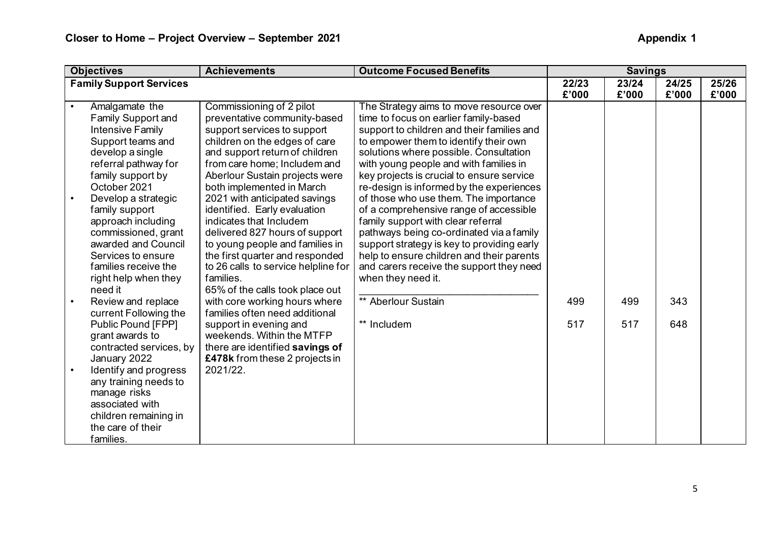## Closer to Home – Project Overview – September 2021

**Appendix 1**

| Objectives | Achievements | Outcome Focused Benefits | Savings | | | |
|---|---|---|---|---|---|---|
| **Family Support Services** | | | **22/23 £'000** | **23/24 £'000** | **24/25 £'000** | **25/26 £'000** |
| • Amalgamate the Family Support and Intensive Family Support teams and develop a single referral pathway for family support by October 2021<br>• Develop a strategic family support approach including commissioned, grant awarded and Council Services to ensure families receive the right help when they need it<br>• Review and replace current Following the Public Pound [FPP] grant awards to contracted services, by January 2022<br>• Identify and progress any training needs to manage risks associated with children remaining in the care of their families. | Commissioning of 2 pilot preventative community-based support services to support children on the edges of care and support return of children from care home; Includem and Aberlour Sustain projects were both implemented in March 2021 with anticipated savings identified. Early evaluation indicates that Includem delivered 827 hours of support to young people and families in the first quarter and responded to 26 calls to service helpline for families.<br>65% of the calls took place out with core working hours where families often need additional support in evening and weekends. Within the MTFP there are identified **savings of £478k** from these 2 projects in 2021/22. | The Strategy aims to move resource over time to focus on earlier family-based support to children and their families and to empower them to identify their own solutions where possible. Consultation with young people and with families in key projects is crucial to ensure service re-design is informed by the experiences of those who use them. The importance of a comprehensive range of accessible family support with clear referral pathways being co-ordinated via a family support strategy is key to providing early help to ensure children and their parents and carers receive the support they need when they need it. | | | | |
| | | ** Aberlour Sustain | 499 | 499 | 343 | |
| | | ** Includem | 517 | 517 | 648 | |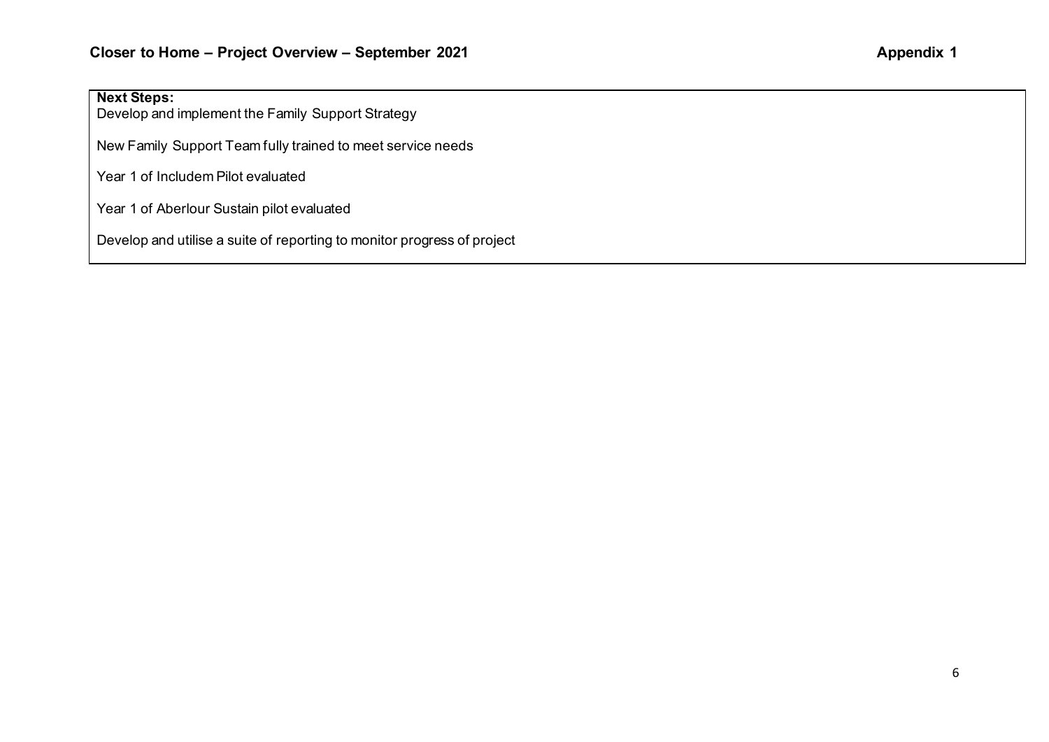**Next Steps:**

Develop and implement the Family Support Strategy

New Family Support Team fully trained to meet service needs

Year 1 of Includem Pilot evaluated

Year 1 of Aberlour Sustain pilot evaluated

Develop and utilise a suite of reporting to monitor progress of project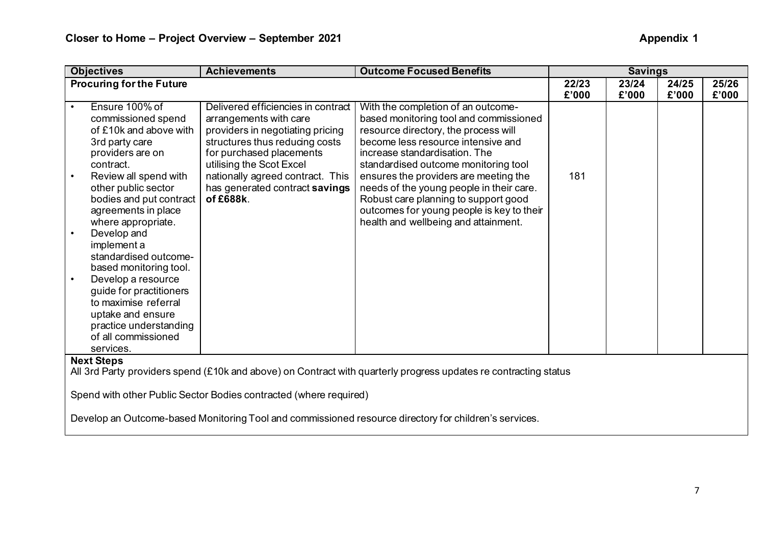## Closer to Home – Project Overview – September 2021

**Appendix 1**

| Objectives | Achievements | Outcome Focused Benefits | Savings | | | |
|---|---|---|---|---|---|---|
| **Procuring for the Future** | | | **22/23 £'000** | **23/24 £'000** | **24/25 £'000** | **25/26 £'000** |
| • Ensure 100% of commissioned spend of £10k and above with 3rd party care providers are on contract.<br>• Review all spend with other public sector bodies and put contract agreements in place where appropriate.<br>• Develop and implement a standardised outcome-based monitoring tool.<br>• Develop a resource guide for practitioners to maximise referral uptake and ensure practice understanding of all commissioned services. | Delivered efficiencies in contract arrangements with care providers in negotiating pricing structures thus reducing costs for purchased placements utilising the Scot Excel nationally agreed contract. This has generated contract **savings of £688k**. | With the completion of an outcome-based monitoring tool and commissioned resource directory, the process will become less resource intensive and increase standardisation. The standardised outcome monitoring tool ensures the providers are meeting the needs of the young people in their care. Robust care planning to support good outcomes for young people is key to their health and wellbeing and attainment. | 181 | | | |

**Next Steps**

All 3rd Party providers spend (£10k and above) on Contract with quarterly progress updates re contracting status

Spend with other Public Sector Bodies contracted (where required)

Develop an Outcome-based Monitoring Tool and commissioned resource directory for children's services.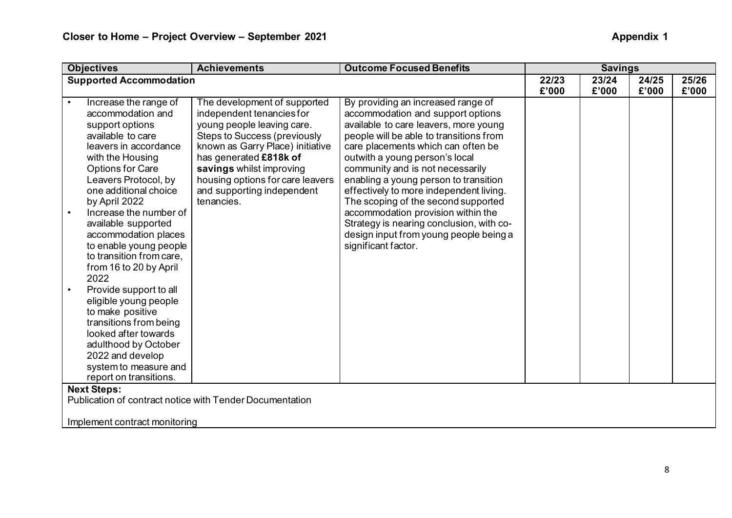## Closer to Home – Project Overview – September 2021

**Appendix 1**

| Objectives | Achievements | Outcome Focused Benefits | Savings | | | |
|---|---|---|---|---|---|---|
| **Supported Accommodation** | | | **22/23 £'000** | **23/24 £'000** | **24/25 £'000** | **25/26 £'000** |
| • Increase the range of accommodation and support options available to care leavers in accordance with the Housing Options for Care Leavers Protocol, by one additional choice by April 2022<br>• Increase the number of available supported accommodation places to enable young people to transition from care, from 16 to 20 by April 2022<br>• Provide support to all eligible young people to make positive transitions from being looked after towards adulthood by October 2022 and develop system to measure and report on transitions. | The development of supported independent tenancies for young people leaving care. Steps to Success (previously known as Garry Place) initiative has generated **£818k of savings** whilst improving housing options for care leavers and supporting independent tenancies. | By providing an increased range of accommodation and support options available to care leavers, more young people will be able to transitions from care placements which can often be outwith a young person's local community and is not necessarily enabling a young person to transition effectively to more independent living. The scoping of the second supported accommodation provision within the Strategy is nearing conclusion, with co-design input from young people being a significant factor. | | | | |
| **Next Steps:**<br>Publication of contract notice with Tender Documentation<br><br>Implement contract monitoring | | | | | | |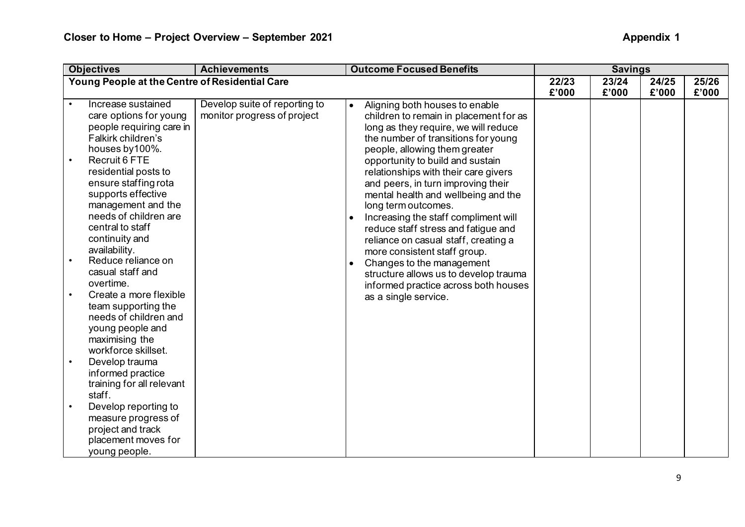## Closer to Home – Project Overview – September 2021

**Appendix 1**

| Objectives | Achievements | Outcome Focused Benefits | Savings | | | |
|---|---|---|---|---|---|---|
| **Young People at the Centre of Residential Care** | | | **22/23 £'000** | **23/24 £'000** | **24/25 £'000** | **25/26 £'000** |
| • Increase sustained care options for young people requiring care in Falkirk children's houses by100%.<br>• Recruit 6 FTE residential posts to ensure staffing rota supports effective management and the needs of children are central to staff continuity and availability.<br>• Reduce reliance on casual staff and overtime.<br>• Create a more flexible team supporting the needs of children and young people and maximising the workforce skillset.<br>• Develop trauma informed practice training for all relevant staff.<br>• Develop reporting to measure progress of project and track placement moves for young people. | Develop suite of reporting to monitor progress of project | • Aligning both houses to enable children to remain in placement for as long as they require, we will reduce the number of transitions for young people, allowing them greater opportunity to build and sustain relationships with their care givers and peers, in turn improving their mental health and wellbeing and the long term outcomes.<br>• Increasing the staff compliment will reduce staff stress and fatigue and reliance on casual staff, creating a more consistent staff group.<br>• Changes to the management structure allows us to develop trauma informed practice across both houses as a single service. | | | | |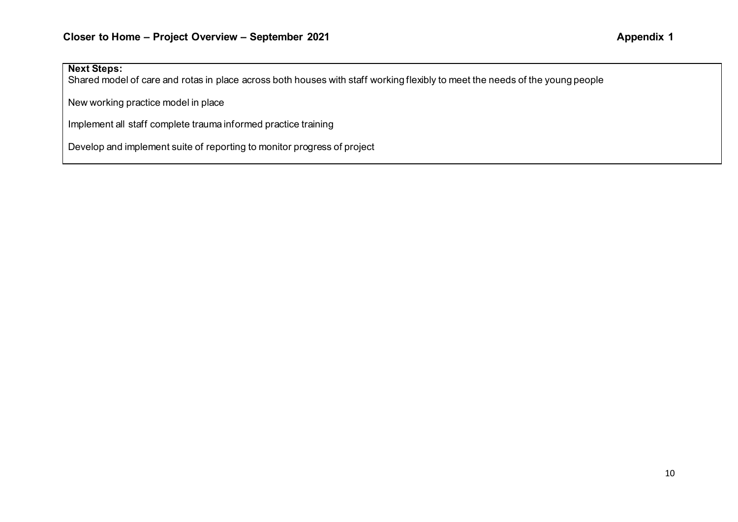**Next Steps:**

Shared model of care and rotas in place across both houses with staff working flexibly to meet the needs of the young people

New working practice model in place

Implement all staff complete trauma informed practice training

Develop and implement suite of reporting to monitor progress of project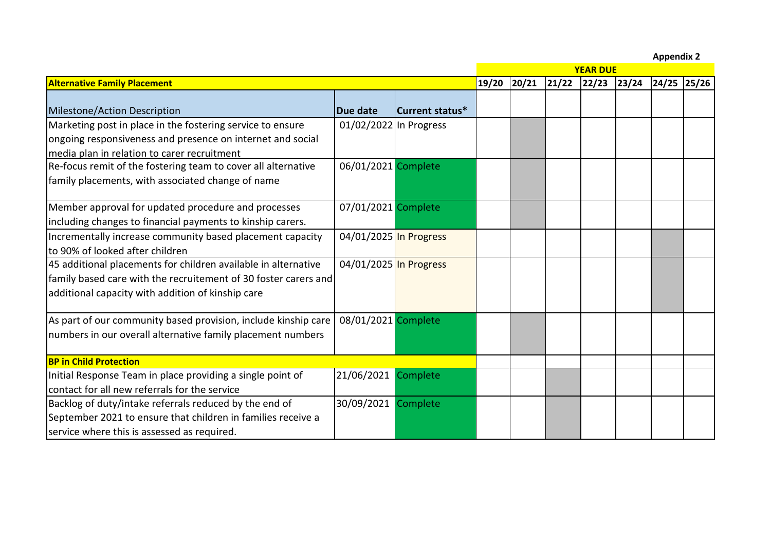**Appendix 2**

| Alternative Family Placement | | | YEAR DUE | | | | | | |
|---|---|---|---|---|---|---|---|---|---|
| | | | 19/20 | 20/21 | 21/22 | 22/23 | 23/24 | 24/25 | 25/26 |
| Milestone/Action Description | Due date | Current status* | | | | | | | |
| Marketing post in place in the fostering service to ensure ongoing responsiveness and presence on internet and social media plan in relation to carer recruitment | 01/02/2022 | In Progress | | X | | | | | |
| Re-focus remit of the fostering team to cover all alternative family placements, with associated change of name | 06/01/2021 | Complete | | X | | | | | |
| Member approval for updated procedure and processes including changes to financial payments to kinship carers. | 07/01/2021 | Complete | | X | | | | | |
| Incrementally increase community based placement capacity to 90% of looked after children | 04/01/2025 | In Progress | | | | | | X | |
| 45 additional placements for children available in alternative family based care with the recruitement of 30 foster carers and additional capacity with addition of kinship care | 04/01/2025 | In Progress | | | | | | X | |
| As part of our community based provision, include kinship care numbers in our overall alternative family placement numbers | 08/01/2021 | Complete | | X | | | | | |
| **BP in Child Protection** | | | | | | | | | |
| Initial Response Team in place providing a single point of contact for all new referrals for the service | 21/06/2021 | Complete | | | X | | | | |
| Backlog of duty/intake referrals reduced by the end of September 2021 to ensure that children in families receive a service where this is assessed as required. | 30/09/2021 | Complete | | | X | | | | |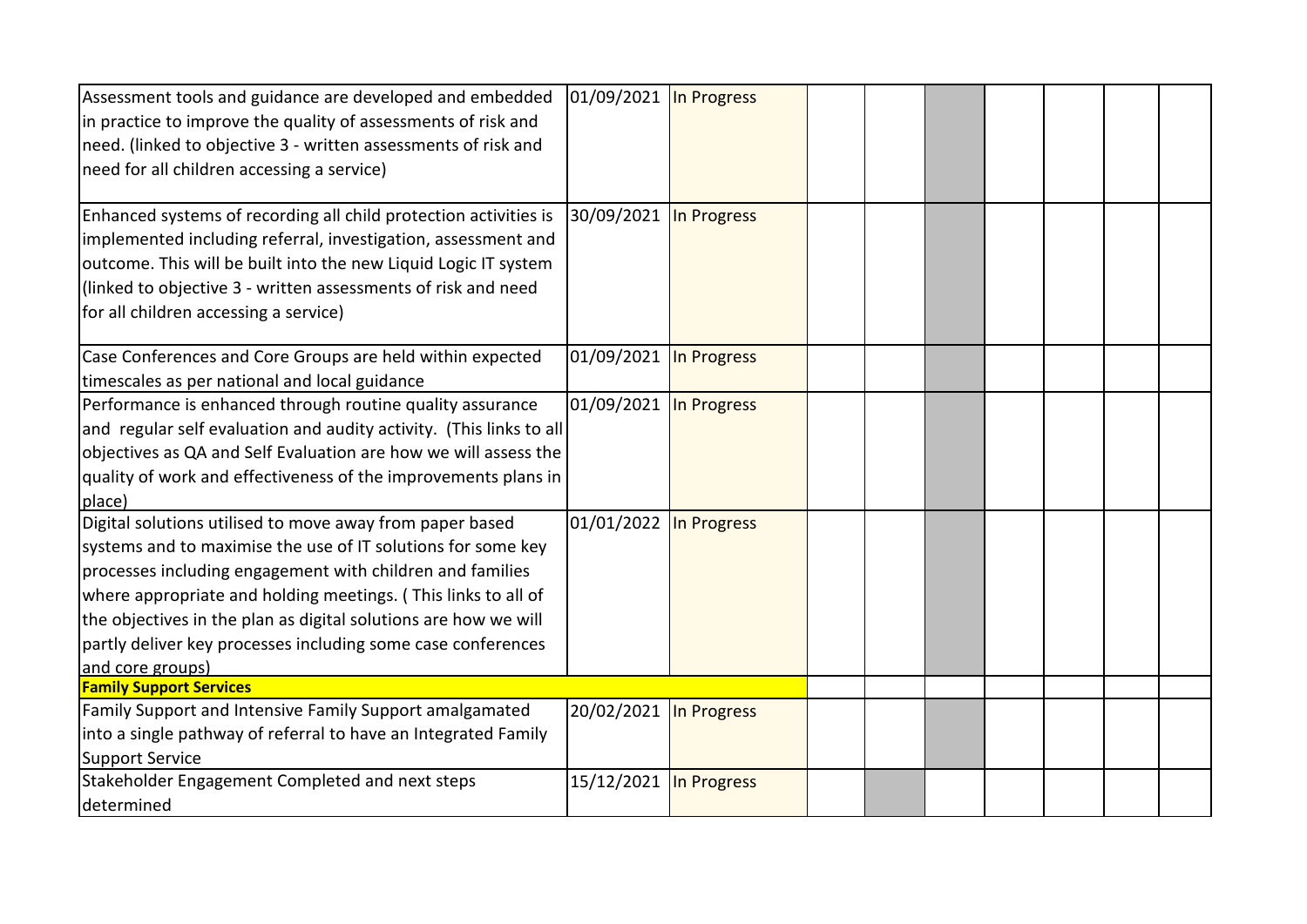| | | | | | | | | | |
|---|---|---|---|---|---|---|---|---|---|
| Assessment tools and guidance are developed and embedded in practice to improve the quality of assessments of risk and need. (linked to objective 3 - written assessments of risk and need for all children accessing a service) | 01/09/2021 | In Progress | | | | | | | |
| Enhanced systems of recording all child protection activities is implemented including referral, investigation, assessment and outcome. This will be built into the new Liquid Logic IT system (linked to objective 3 - written assessments of risk and need for all children accessing a service) | 30/09/2021 | In Progress | | | | | | | |
| Case Conferences and Core Groups are held within expected timescales as per national and local guidance | 01/09/2021 | In Progress | | | | | | | |
| Performance is enhanced through routine quality assurance and regular self evaluation and audity activity. (This links to all objectives as QA and Self Evaluation are how we will assess the quality of work and effectiveness of the improvements plans in place) | 01/09/2021 | In Progress | | | | | | | |
| Digital solutions utilised to move away from paper based systems and to maximise the use of IT solutions for some key processes including engagement with children and families where appropriate and holding meetings. ( This links to all of the objectives in the plan as digital solutions are how we will partly deliver key processes including some case conferences and core groups) | 01/01/2022 | In Progress | | | | | | | |
| **Family Support Services** | | | | | | | | | |
| Family Support and Intensive Family Support amalgamated into a single pathway of referral to have an Integrated Family Support Service | 20/02/2021 | In Progress | | | | | | | |
| Stakeholder Engagement Completed and next steps determined | 15/12/2021 | In Progress | | | | | | | |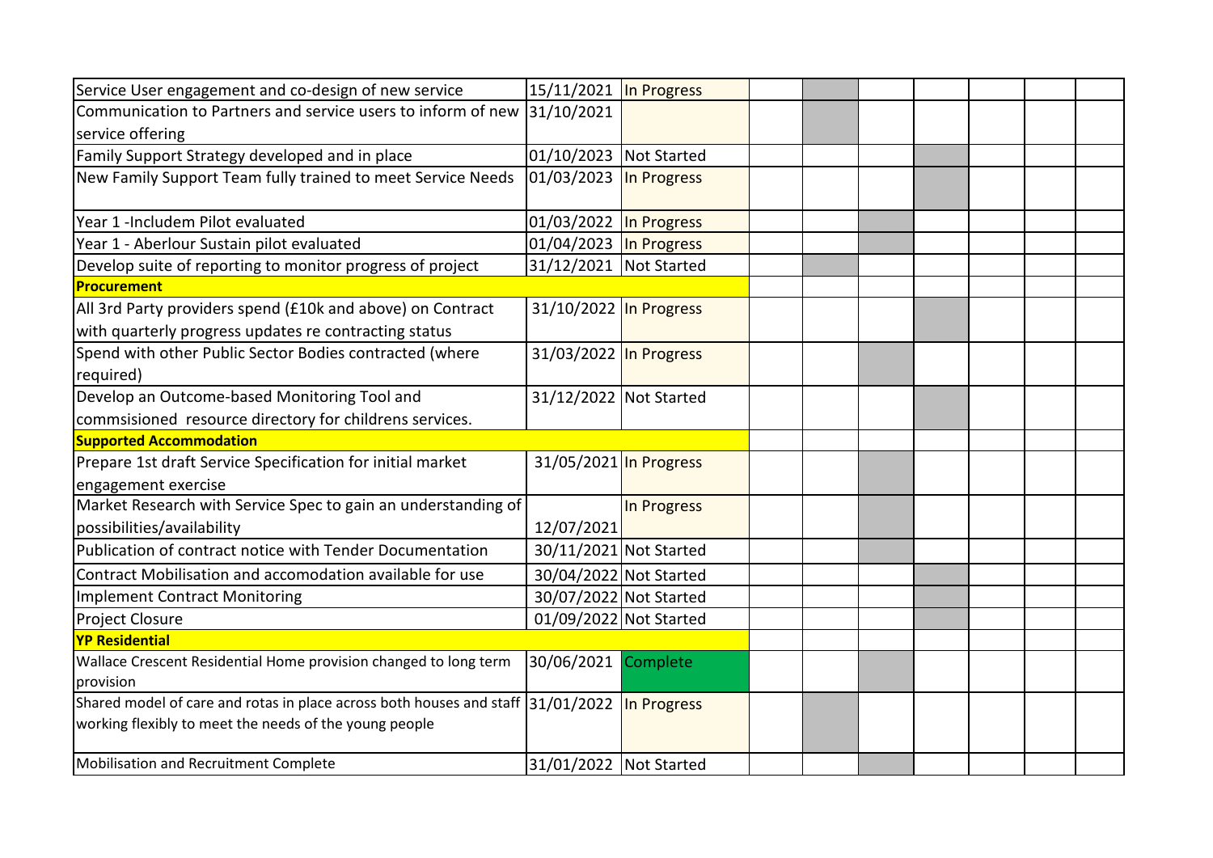| | | | | | | | | | |
|---|---|---|---|---|---|---|---|---|---|
| Service User engagement and co-design of new service | 15/11/2021 | In Progress | | | | | | | |
| Communication to Partners and service users to inform of new service offering | 31/10/2021 | | | | | | | | |
| Family Support Strategy developed and in place | 01/10/2023 | Not Started | | | | | | | |
| New Family Support Team fully trained to meet Service Needs | 01/03/2023 | In Progress | | | | | | | |
| Year 1 -Includem Pilot evaluated | 01/03/2022 | In Progress | | | | | | | |
| Year 1 - Aberlour Sustain pilot evaluated | 01/04/2023 | In Progress | | | | | | | |
| Develop suite of reporting to monitor progress of project | 31/12/2021 | Not Started | | | | | | | |
| **Procurement** | | | | | | | | | |
| All 3rd Party providers spend (£10k and above) on Contract with quarterly progress updates re contracting status | 31/10/2022 | In Progress | | | | | | | |
| Spend with other Public Sector Bodies contracted (where required) | 31/03/2022 | In Progress | | | | | | | |
| Develop an Outcome-based Monitoring Tool and commsisioned resource directory for childrens services. | 31/12/2022 | Not Started | | | | | | | |
| **Supported Accommodation** | | | | | | | | | |
| Prepare 1st draft Service Specification for initial market engagement exercise | 31/05/2021 | In Progress | | | | | | | |
| Market Research with Service Spec to gain an understanding of possibilities/availability | 12/07/2021 | In Progress | | | | | | | |
| Publication of contract notice with Tender Documentation | 30/11/2021 | Not Started | | | | | | | |
| Contract Mobilisation and accomodation available for use | 30/04/2022 | Not Started | | | | | | | |
| Implement Contract Monitoring | 30/07/2022 | Not Started | | | | | | | |
| Project Closure | 01/09/2022 | Not Started | | | | | | | |
| **YP Residential** | | | | | | | | | |
| Wallace Crescent Residential Home provision changed to long term provision | 30/06/2021 | Complete | | | | | | | |
| Shared model of care and rotas in place across both houses and staff working flexibly to meet the needs of the young people | 31/01/2022 | In Progress | | | | | | | |
| Mobilisation and Recruitment Complete | 31/01/2022 | Not Started | | | | | | | |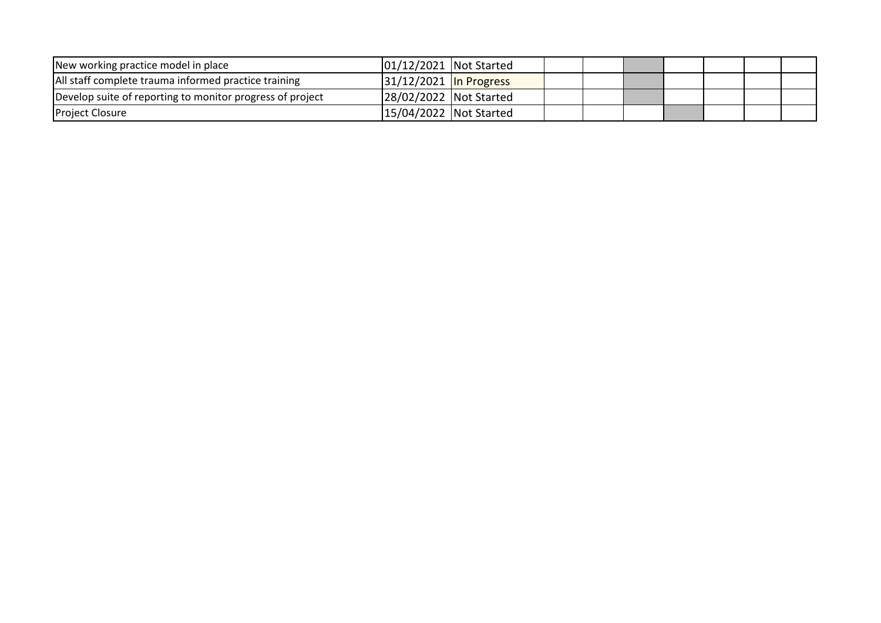| | | | | | | | | | |
|---|---|---|---|---|---|---|---|---|---|
| New working practice model in place | 01/12/2021 | Not Started | | | | | | | |
| All staff complete trauma informed practice training | 31/12/2021 | In Progress | | | | | | | |
| Develop suite of reporting to monitor progress of project | 28/02/2022 | Not Started | | | | | | | |
| Project Closure | 15/04/2022 | Not Started | | | | | | | |